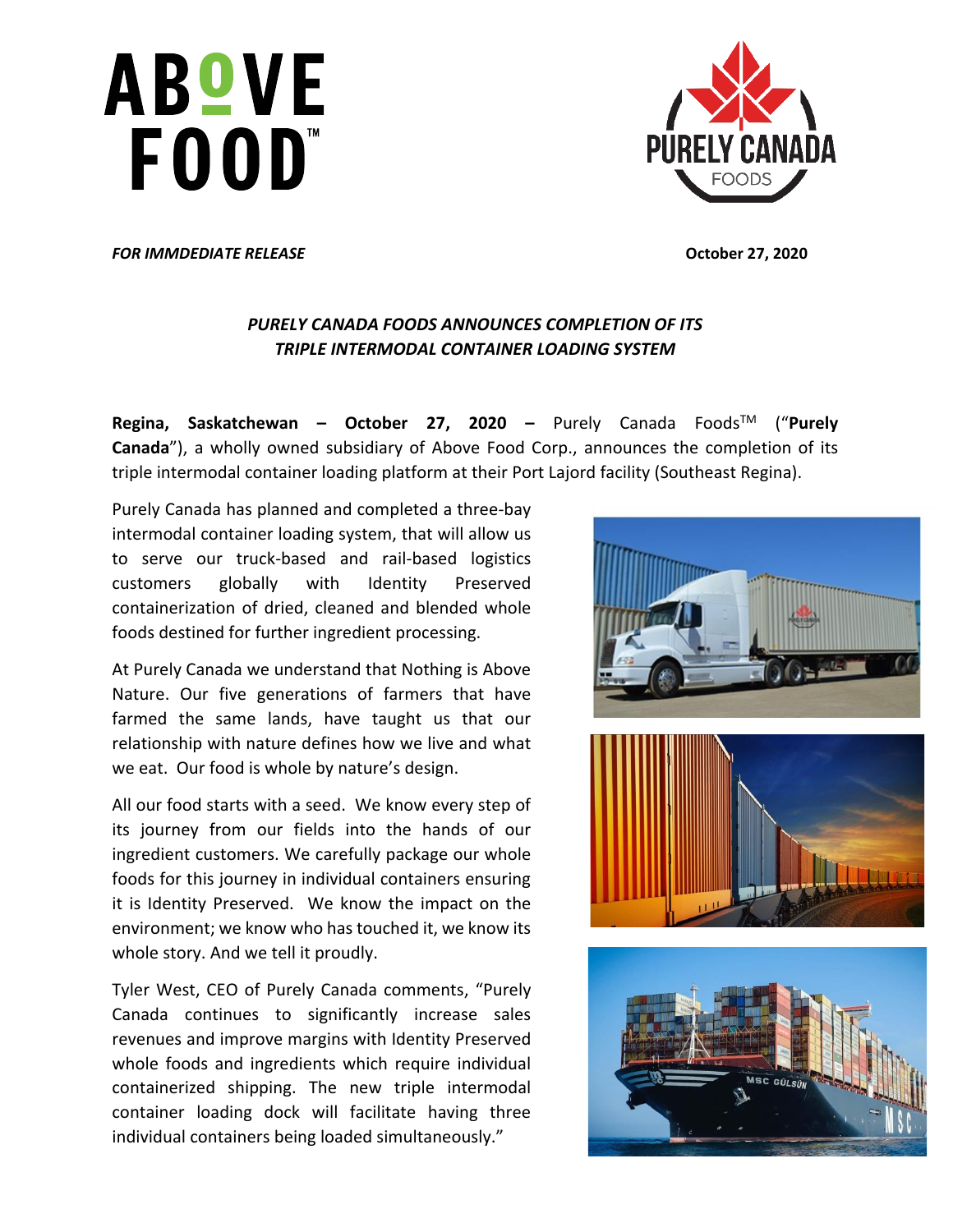*FOR IMMDEDIATE RELEASE* **October 27, 2020**

## *PURELY CANADA FOODS ANNOUNCES COMPLETION OF ITS TRIPLE INTERMODAL CONTAINER LOADING SYSTEM*

**Regina, Saskatchewan – October 27, 2020 –** Purely Canada Foods™ ("**Purely Canada**"), a wholly owned subsidiary of Above Food Corp., announces the completion of its triple intermodal container loading platform at their Port Lajord facility (Southeast Regina).

Purely Canada has planned and completed a three-bay intermodal container loading system, that will allow us to serve our truck-based and rail-based logistics customers globally with Identity Preserved containerization of dried, cleaned and blended whole foods destined for further ingredient processing.

At Purely Canada we understand that Nothing is Above Nature. Our five generations of farmers that have farmed the same lands, have taught us that our relationship with nature defines how we live and what we eat. Our food is whole by nature's design.

All our food starts with a seed. We know every step of its journey from our fields into the hands of our ingredient customers. We carefully package our whole foods for this journey in individual containers ensuring it is Identity Preserved. We know the impact on the environment; we know who has touched it, we know its whole story. And we tell it proudly.

Tyler West, CEO of Purely Canada comments, "Purely Canada continues to significantly increase sales revenues and improve margins with Identity Preserved whole foods and ingredients which require individual containerized shipping. The new triple intermodal container loading dock will facilitate having three individual containers being loaded simultaneously."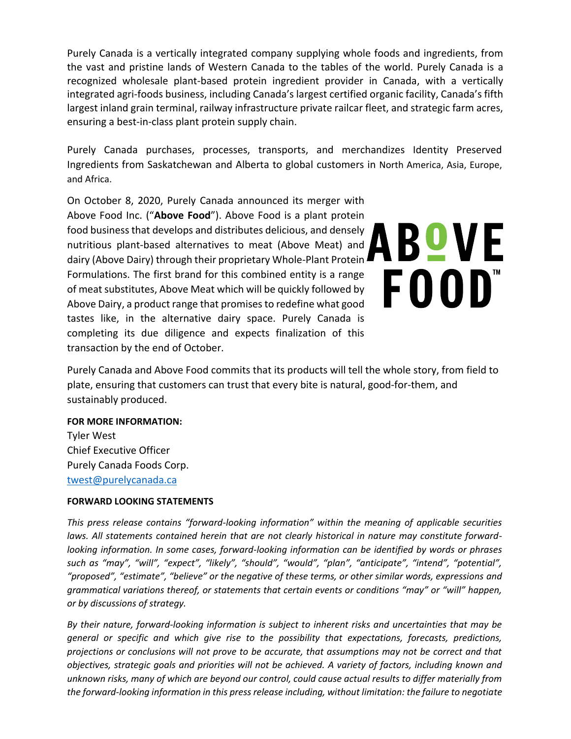Purely Canada is a vertically integrated company supplying whole foods and ingredients, from the vast and pristine lands of Western Canada to the tables of the world. Purely Canada is a recognized wholesale plant-based protein ingredient provider in Canada, with a vertically integrated agri-foods business, including Canada's largest certified organic facility, Canada's fifth largest inland grain terminal, railway infrastructure private railcar fleet, and strategic farm acres, ensuring a best-in-class plant protein supply chain.

Purely Canada purchases, processes, transports, and merchandizes Identity Preserved Ingredients from Saskatchewan and Alberta to global customers in North America, Asia, Europe, and Africa.

On October 8, 2020, Purely Canada announced its merger with Above Food Inc. ("**Above Food**"). Above Food is a plant protein food business that develops and distributes delicious, and densely nutritious plant-based alternatives to meat (Above Meat) and dairy (Above Dairy) through their proprietary Whole-Plant Protein Formulations. The first brand for this combined entity is a range of meat substitutes, Above Meat which will be quickly followed by Above Dairy, a product range that promises to redefine what good tastes like, in the alternative dairy space. Purely Canada is completing its due diligence and expects finalization of this transaction by the end of October.

ABOVE FOOD™

Purely Canada and Above Food commits that its products will tell the whole story, from field to plate, ensuring that customers can trust that every bite is natural, good-for-them, and sustainably produced.

**FOR MORE INFORMATION:**

Tyler West
Chief Executive Officer
Purely Canada Foods Corp.
twest@purelycanada.ca

**FORWARD LOOKING STATEMENTS**

*This press release contains "forward-looking information" within the meaning of applicable securities laws. All statements contained herein that are not clearly historical in nature may constitute forward-looking information. In some cases, forward-looking information can be identified by words or phrases such as "may", "will", "expect", "likely", "should", "would", "plan", "anticipate", "intend", "potential", "proposed", "estimate", "believe" or the negative of these terms, or other similar words, expressions and grammatical variations thereof, or statements that certain events or conditions "may" or "will" happen, or by discussions of strategy.*

*By their nature, forward-looking information is subject to inherent risks and uncertainties that may be general or specific and which give rise to the possibility that expectations, forecasts, predictions, projections or conclusions will not prove to be accurate, that assumptions may not be correct and that objectives, strategic goals and priorities will not be achieved. A variety of factors, including known and unknown risks, many of which are beyond our control, could cause actual results to differ materially from the forward-looking information in this press release including, without limitation: the failure to negotiate*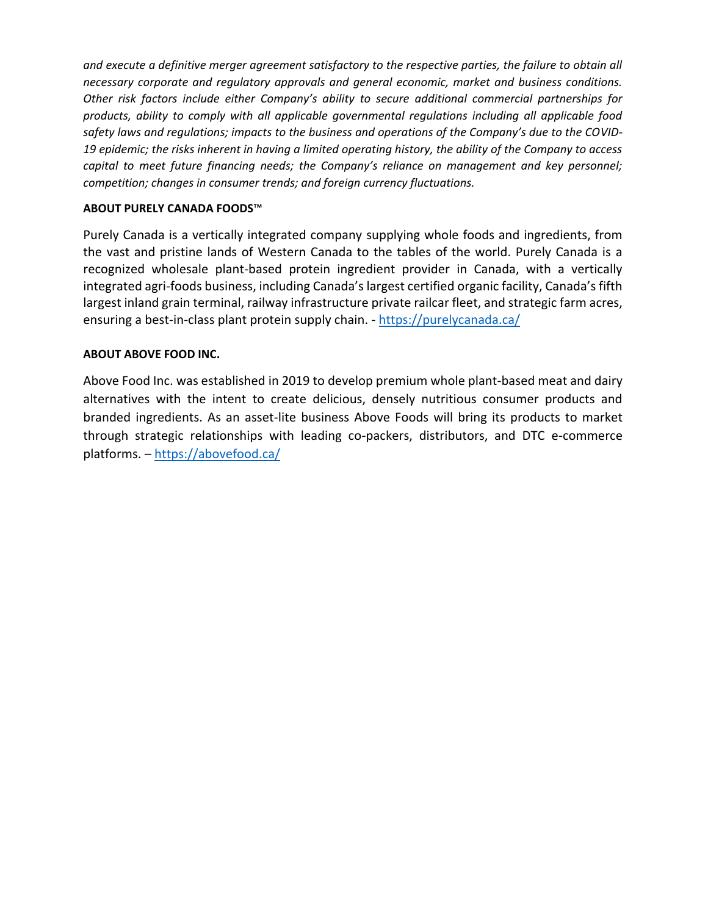*and execute a definitive merger agreement satisfactory to the respective parties, the failure to obtain all necessary corporate and regulatory approvals and general economic, market and business conditions. Other risk factors include either Company's ability to secure additional commercial partnerships for products, ability to comply with all applicable governmental regulations including all applicable food safety laws and regulations; impacts to the business and operations of the Company's due to the COVID-19 epidemic; the risks inherent in having a limited operating history, the ability of the Company to access capital to meet future financing needs; the Company's reliance on management and key personnel; competition; changes in consumer trends; and foreign currency fluctuations.*

**ABOUT PURELY CANADA FOODS™**

Purely Canada is a vertically integrated company supplying whole foods and ingredients, from the vast and pristine lands of Western Canada to the tables of the world. Purely Canada is a recognized wholesale plant-based protein ingredient provider in Canada, with a vertically integrated agri-foods business, including Canada's largest certified organic facility, Canada's fifth largest inland grain terminal, railway infrastructure private railcar fleet, and strategic farm acres, ensuring a best-in-class plant protein supply chain. - [https://purelycanada.ca/](https://purelycanada.ca/)

**ABOUT ABOVE FOOD INC.**

Above Food Inc. was established in 2019 to develop premium whole plant-based meat and dairy alternatives with the intent to create delicious, densely nutritious consumer products and branded ingredients. As an asset-lite business Above Foods will bring its products to market through strategic relationships with leading co-packers, distributors, and DTC e-commerce platforms. – [https://abovefood.ca/](https://abovefood.ca/)